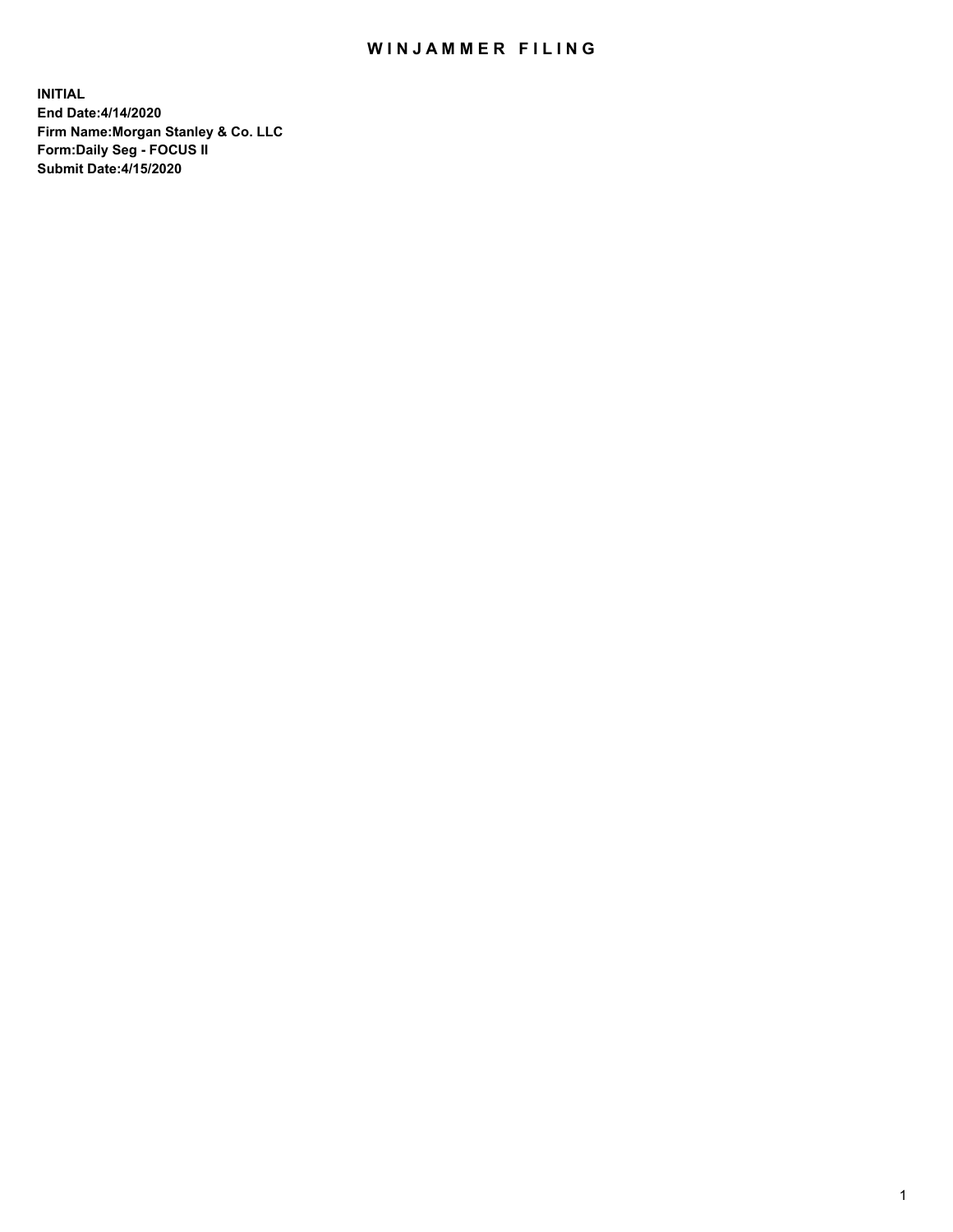# WINJAMMER FILING

**INITIAL**
**End Date:4/14/2020**
**Firm Name:Morgan Stanley & Co. LLC**
**Form:Daily Seg - FOCUS II**
**Submit Date:4/15/2020**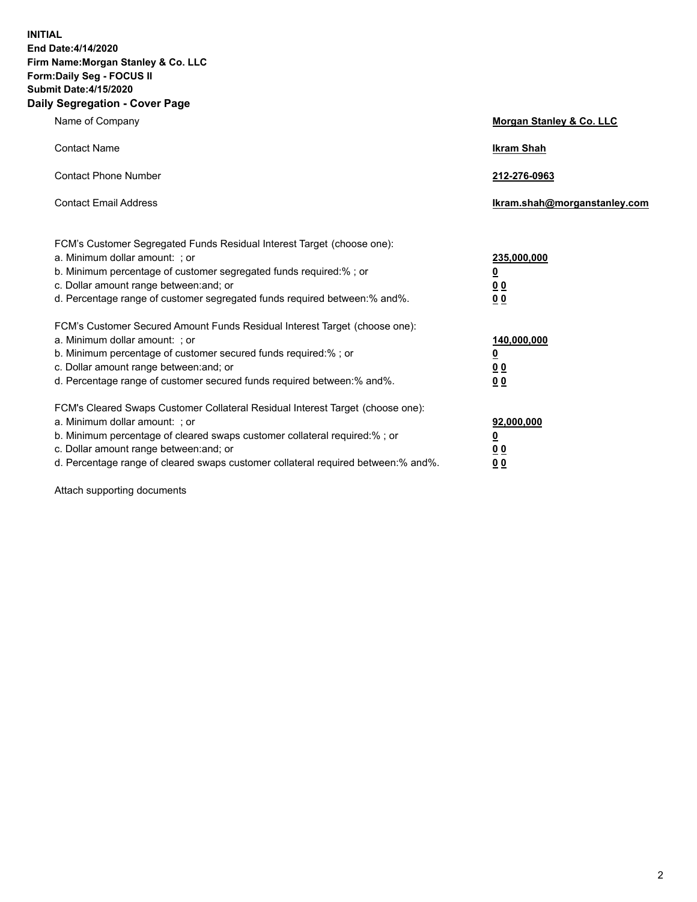**INITIAL**
**End Date:4/14/2020**
**Firm Name:Morgan Stanley & Co. LLC**
**Form:Daily Seg - FOCUS II**
**Submit Date:4/15/2020**
**Daily Segregation - Cover Page**

| | |
|---|---|
| Name of Company | **Morgan Stanley & Co. LLC** |
| Contact Name | **Ikram Shah** |
| Contact Phone Number | **212-276-0963** |
| Contact Email Address | **Ikram.shah@morganstanley.com** |

| | |
|---|---|
| FCM's Customer Segregated Funds Residual Interest Target (choose one): | |
| a. Minimum dollar amount: ; or | **235,000,000** |
| b. Minimum percentage of customer segregated funds required:% ; or | **0** |
| c. Dollar amount range between:and; or | **0 0** |
| d. Percentage range of customer segregated funds required between:% and%. | **0 0** |
| FCM's Customer Secured Amount Funds Residual Interest Target (choose one): | |
| a. Minimum dollar amount: ; or | **140,000,000** |
| b. Minimum percentage of customer secured funds required:% ; or | **0** |
| c. Dollar amount range between:and; or | **0 0** |
| d. Percentage range of customer secured funds required between:% and%. | **0 0** |
| FCM's Cleared Swaps Customer Collateral Residual Interest Target (choose one): | |
| a. Minimum dollar amount: ; or | **92,000,000** |
| b. Minimum percentage of cleared swaps customer collateral required:% ; or | **0** |
| c. Dollar amount range between:and; or | **0 0** |
| d. Percentage range of cleared swaps customer collateral required between:% and%. | **0 0** |

Attach supporting documents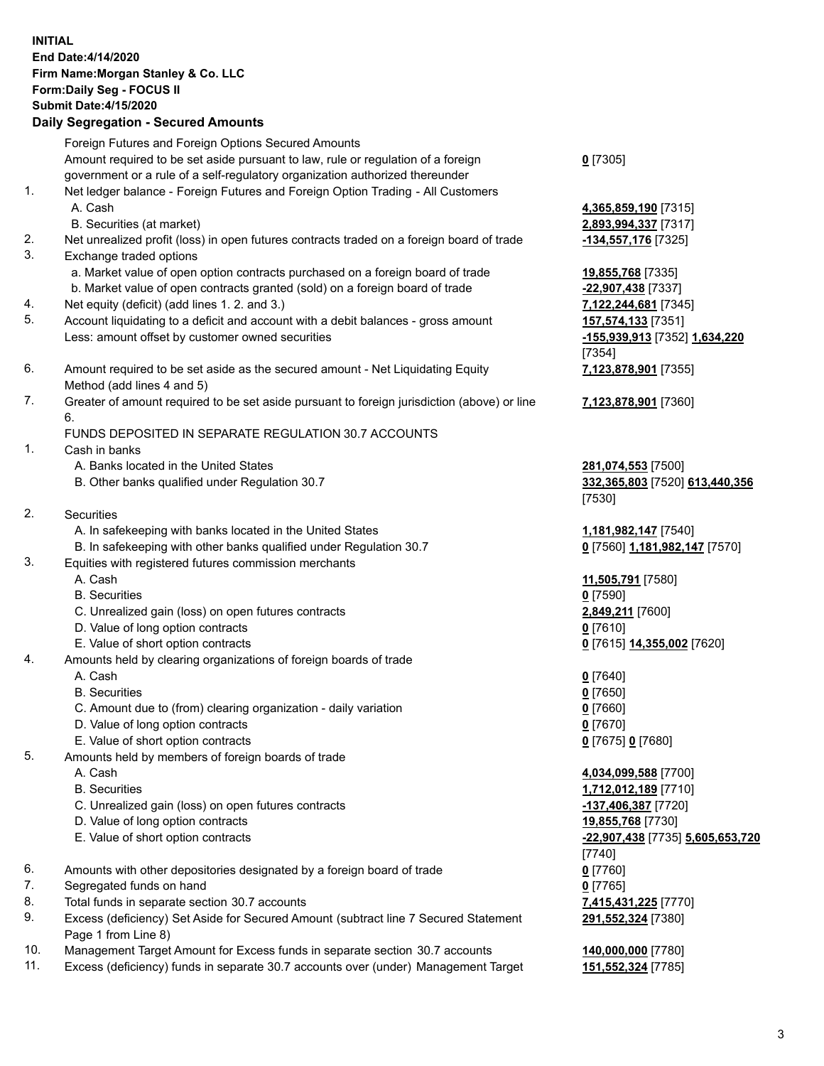**INITIAL**
**End Date:4/14/2020**
**Firm Name:Morgan Stanley & Co. LLC**
**Form:Daily Seg - FOCUS II**
**Submit Date:4/15/2020**

## Daily Segregation - Secured Amounts

| | | |
|---|---|---|
| | Foreign Futures and Foreign Options Secured Amounts | |
| | Amount required to be set aside pursuant to law, rule or regulation of a foreign government or a rule of a self-regulatory organization authorized thereunder | **0** [7305] |
| 1. | Net ledger balance - Foreign Futures and Foreign Option Trading - All Customers | |
| | A. Cash | **4,365,859,190** [7315] |
| | B. Securities (at market) | **2,893,994,337** [7317] |
| 2. | Net unrealized profit (loss) in open futures contracts traded on a foreign board of trade | **-134,557,176** [7325] |
| 3. | Exchange traded options | |
| | a. Market value of open option contracts purchased on a foreign board of trade | **19,855,768** [7335] |
| | b. Market value of open contracts granted (sold) on a foreign board of trade | **-22,907,438** [7337] |
| 4. | Net equity (deficit) (add lines 1. 2. and 3.) | **7,122,244,681** [7345] |
| 5. | Account liquidating to a deficit and account with a debit balances - gross amount | **157,574,133** [7351] |
| | Less: amount offset by customer owned securities | **-155,939,913** [7352] **1,634,220** [7354] |
| 6. | Amount required to be set aside as the secured amount - Net Liquidating Equity Method (add lines 4 and 5) | **7,123,878,901** [7355] |
| 7. | Greater of amount required to be set aside pursuant to foreign jurisdiction (above) or line 6. | **7,123,878,901** [7360] |
| | FUNDS DEPOSITED IN SEPARATE REGULATION 30.7 ACCOUNTS | |
| 1. | Cash in banks | |
| | A. Banks located in the United States | **281,074,553** [7500] |
| | B. Other banks qualified under Regulation 30.7 | **332,365,803** [7520] **613,440,356** [7530] |
| 2. | Securities | |
| | A. In safekeeping with banks located in the United States | **1,181,982,147** [7540] |
| | B. In safekeeping with other banks qualified under Regulation 30.7 | **0** [7560] **1,181,982,147** [7570] |
| 3. | Equities with registered futures commission merchants | |
| | A. Cash | **11,505,791** [7580] |
| | B. Securities | **0** [7590] |
| | C. Unrealized gain (loss) on open futures contracts | **2,849,211** [7600] |
| | D. Value of long option contracts | **0** [7610] |
| | E. Value of short option contracts | **0** [7615] **14,355,002** [7620] |
| 4. | Amounts held by clearing organizations of foreign boards of trade | |
| | A. Cash | **0** [7640] |
| | B. Securities | **0** [7650] |
| | C. Amount due to (from) clearing organization - daily variation | **0** [7660] |
| | D. Value of long option contracts | **0** [7670] |
| | E. Value of short option contracts | **0** [7675] **0** [7680] |
| 5. | Amounts held by members of foreign boards of trade | |
| | A. Cash | **4,034,099,588** [7700] |
| | B. Securities | **1,712,012,189** [7710] |
| | C. Unrealized gain (loss) on open futures contracts | **-137,406,387** [7720] |
| | D. Value of long option contracts | **19,855,768** [7730] |
| | E. Value of short option contracts | **-22,907,438** [7735] **5,605,653,720** [7740] |
| 6. | Amounts with other depositories designated by a foreign board of trade | **0** [7760] |
| 7. | Segregated funds on hand | **0** [7765] |
| 8. | Total funds in separate section 30.7 accounts | **7,415,431,225** [7770] |
| 9. | Excess (deficiency) Set Aside for Secured Amount (subtract line 7 Secured Statement Page 1 from Line 8) | **291,552,324** [7380] |
| 10. | Management Target Amount for Excess funds in separate section 30.7 accounts | **140,000,000** [7780] |
| 11. | Excess (deficiency) funds in separate 30.7 accounts over (under) Management Target | **151,552,324** [7785] |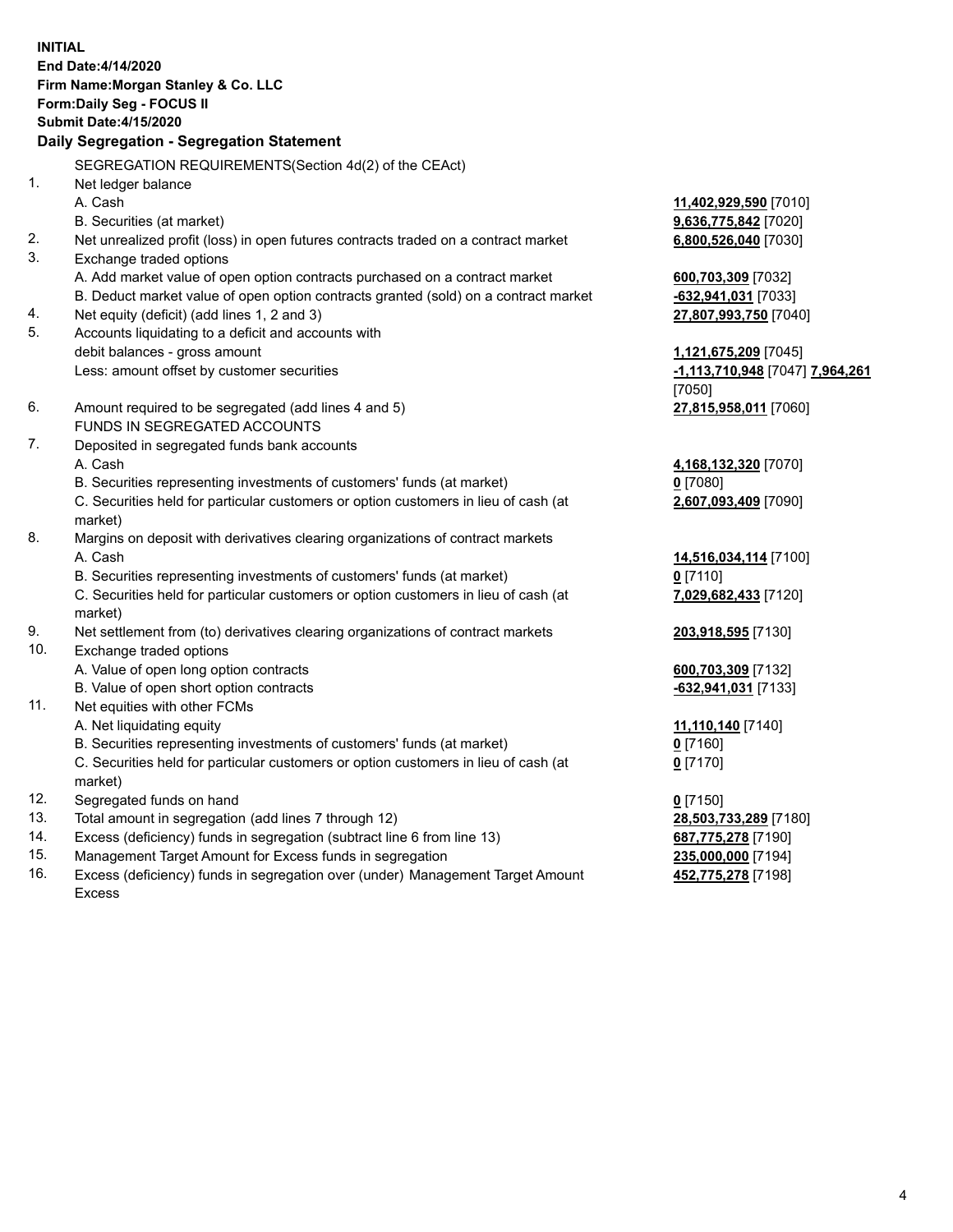**INITIAL**
**End Date:4/14/2020**
**Firm Name:Morgan Stanley & Co. LLC**
**Form:Daily Seg - FOCUS II**
**Submit Date:4/15/2020**

## Daily Segregation - Segregation Statement

SEGREGATION REQUIREMENTS(Section 4d(2) of the CEAct)

| | | |
|---|---|---|
| 1. | Net ledger balance | |
| | A. Cash | **11,402,929,590** [7010] |
| | B. Securities (at market) | **9,636,775,842** [7020] |
| 2. | Net unrealized profit (loss) in open futures contracts traded on a contract market | **6,800,526,040** [7030] |
| 3. | Exchange traded options | |
| | A. Add market value of open option contracts purchased on a contract market | **600,703,309** [7032] |
| | B. Deduct market value of open option contracts granted (sold) on a contract market | **-632,941,031** [7033] |
| 4. | Net equity (deficit) (add lines 1, 2 and 3) | **27,807,993,750** [7040] |
| 5. | Accounts liquidating to a deficit and accounts with debit balances - gross amount | **1,121,675,209** [7045] |
| | Less: amount offset by customer securities | **-1,113,710,948** [7047] **7,964,261** [7050] |
| 6. | Amount required to be segregated (add lines 4 and 5) | **27,815,958,011** [7060] |
| | FUNDS IN SEGREGATED ACCOUNTS | |
| 7. | Deposited in segregated funds bank accounts | |
| | A. Cash | **4,168,132,320** [7070] |
| | B. Securities representing investments of customers' funds (at market) | **0** [7080] |
| | C. Securities held for particular customers or option customers in lieu of cash (at market) | **2,607,093,409** [7090] |
| 8. | Margins on deposit with derivatives clearing organizations of contract markets | |
| | A. Cash | **14,516,034,114** [7100] |
| | B. Securities representing investments of customers' funds (at market) | **0** [7110] |
| | C. Securities held for particular customers or option customers in lieu of cash (at market) | **7,029,682,433** [7120] |
| 9. | Net settlement from (to) derivatives clearing organizations of contract markets | **203,918,595** [7130] |
| 10. | Exchange traded options | |
| | A. Value of open long option contracts | **600,703,309** [7132] |
| | B. Value of open short option contracts | **-632,941,031** [7133] |
| 11. | Net equities with other FCMs | |
| | A. Net liquidating equity | **11,110,140** [7140] |
| | B. Securities representing investments of customers' funds (at market) | **0** [7160] |
| | C. Securities held for particular customers or option customers in lieu of cash (at market) | **0** [7170] |
| 12. | Segregated funds on hand | **0** [7150] |
| 13. | Total amount in segregation (add lines 7 through 12) | **28,503,733,289** [7180] |
| 14. | Excess (deficiency) funds in segregation (subtract line 6 from line 13) | **687,775,278** [7190] |
| 15. | Management Target Amount for Excess funds in segregation | **235,000,000** [7194] |
| 16. | Excess (deficiency) funds in segregation over (under) Management Target Amount Excess | **452,775,278** [7198] |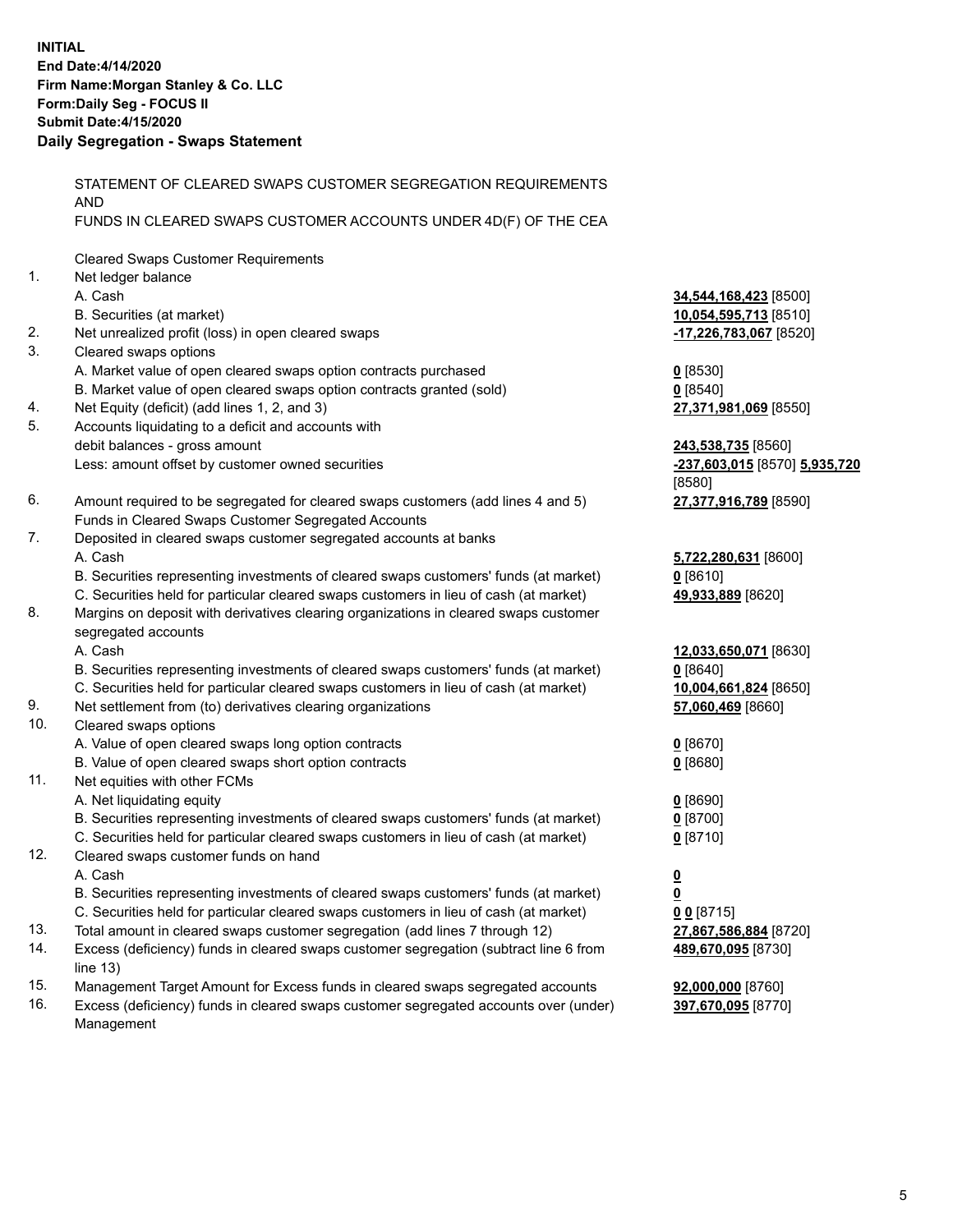**INITIAL**
**End Date:4/14/2020**
**Firm Name:Morgan Stanley & Co. LLC**
**Form:Daily Seg - FOCUS II**
**Submit Date:4/15/2020**
**Daily Segregation - Swaps Statement**

STATEMENT OF CLEARED SWAPS CUSTOMER SEGREGATION REQUIREMENTS AND FUNDS IN CLEARED SWAPS CUSTOMER ACCOUNTS UNDER 4D(F) OF THE CEA

| | | |
|---|---|---|
| | Cleared Swaps Customer Requirements | |
| 1. | Net ledger balance | |
| | A. Cash | **34,544,168,423** [8500] |
| | B. Securities (at market) | **10,054,595,713** [8510] |
| 2. | Net unrealized profit (loss) in open cleared swaps | **-17,226,783,067** [8520] |
| 3. | Cleared swaps options | |
| | A. Market value of open cleared swaps option contracts purchased | **0** [8530] |
| | B. Market value of open cleared swaps option contracts granted (sold) | **0** [8540] |
| 4. | Net Equity (deficit) (add lines 1, 2, and 3) | **27,371,981,069** [8550] |
| 5. | Accounts liquidating to a deficit and accounts with debit balances - gross amount | **243,538,735** [8560] |
| | Less: amount offset by customer owned securities | **-237,603,015** [8570] **5,935,720** [8580] |
| 6. | Amount required to be segregated for cleared swaps customers (add lines 4 and 5) | **27,377,916,789** [8590] |
| | Funds in Cleared Swaps Customer Segregated Accounts | |
| 7. | Deposited in cleared swaps customer segregated accounts at banks | |
| | A. Cash | **5,722,280,631** [8600] |
| | B. Securities representing investments of cleared swaps customers' funds (at market) | **0** [8610] |
| | C. Securities held for particular cleared swaps customers in lieu of cash (at market) | **49,933,889** [8620] |
| 8. | Margins on deposit with derivatives clearing organizations in cleared swaps customer segregated accounts | |
| | A. Cash | **12,033,650,071** [8630] |
| | B. Securities representing investments of cleared swaps customers' funds (at market) | **0** [8640] |
| | C. Securities held for particular cleared swaps customers in lieu of cash (at market) | **10,004,661,824** [8650] |
| 9. | Net settlement from (to) derivatives clearing organizations | **57,060,469** [8660] |
| 10. | Cleared swaps options | |
| | A. Value of open cleared swaps long option contracts | **0** [8670] |
| | B. Value of open cleared swaps short option contracts | **0** [8680] |
| 11. | Net equities with other FCMs | |
| | A. Net liquidating equity | **0** [8690] |
| | B. Securities representing investments of cleared swaps customers' funds (at market) | **0** [8700] |
| | C. Securities held for particular cleared swaps customers in lieu of cash (at market) | **0** [8710] |
| 12. | Cleared swaps customer funds on hand | |
| | A. Cash | **0** |
| | B. Securities representing investments of cleared swaps customers' funds (at market) | **0** |
| | C. Securities held for particular cleared swaps customers in lieu of cash (at market) | **0** **0** [8715] |
| 13. | Total amount in cleared swaps customer segregation (add lines 7 through 12) | **27,867,586,884** [8720] |
| 14. | Excess (deficiency) funds in cleared swaps customer segregation (subtract line 6 from line 13) | **489,670,095** [8730] |
| 15. | Management Target Amount for Excess funds in cleared swaps segregated accounts | **92,000,000** [8760] |
| 16. | Excess (deficiency) funds in cleared swaps customer segregated accounts over (under) Management | **397,670,095** [8770] |